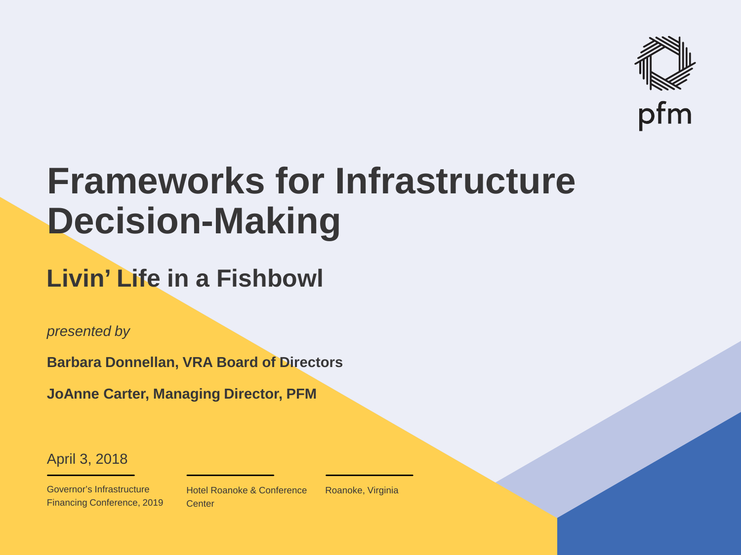pfm

# Frameworks for Infrastructure Decision-Making

## Livin' Life in a Fishbowl

*presented by*

**Barbara Donnellan, VRA Board of Directors**

**JoAnne Carter, Managing Director, PFM**

April 3, 2018

Governor's Infrastructure Financing Conference, 2019

Hotel Roanoke & Conference Center

Roanoke, Virginia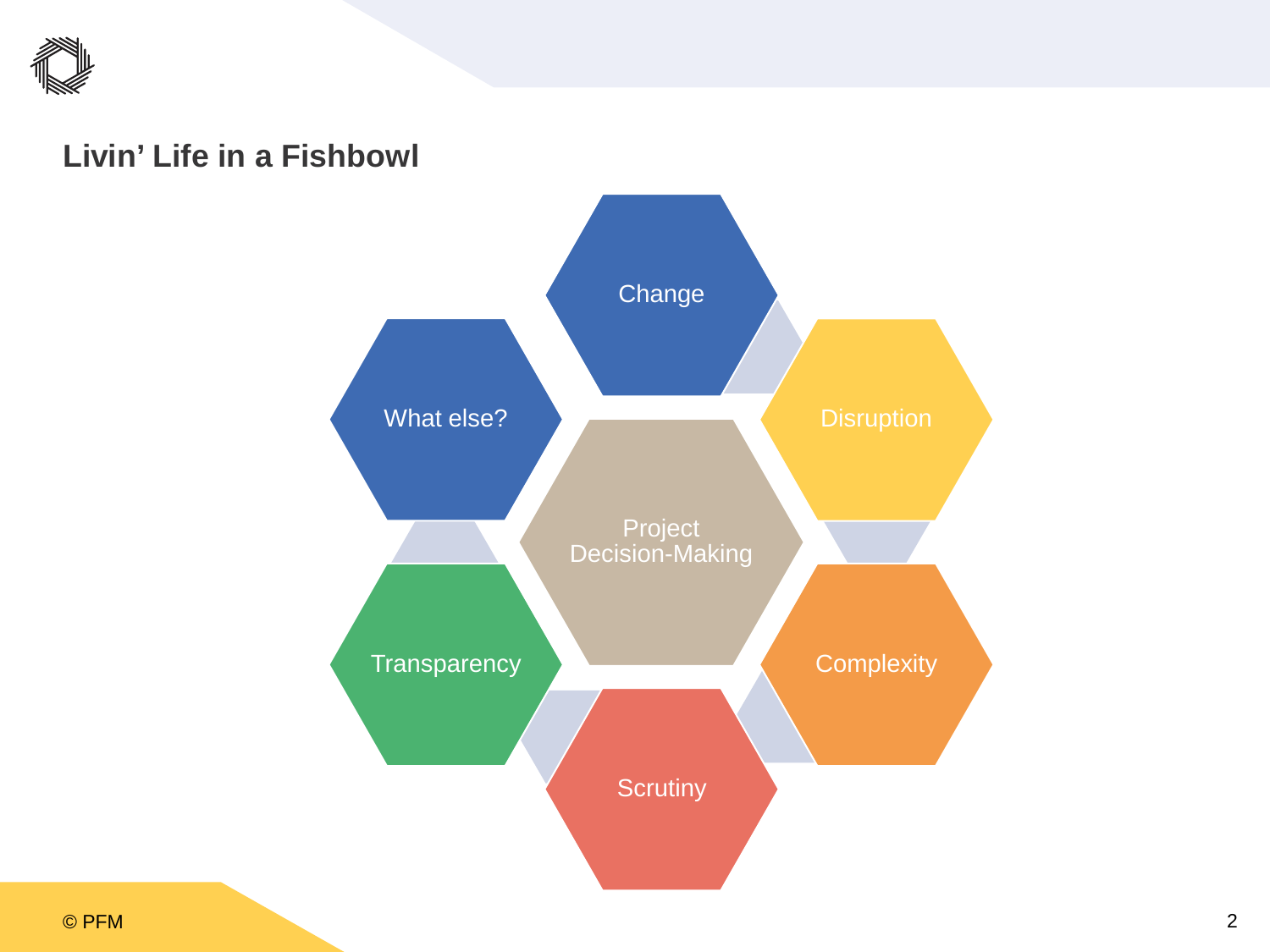## Livin' Life in a Fishbowl

- Project Decision-Making
- Change
- Disruption
- Complexity
- Scrutiny
- Transparency
- What else?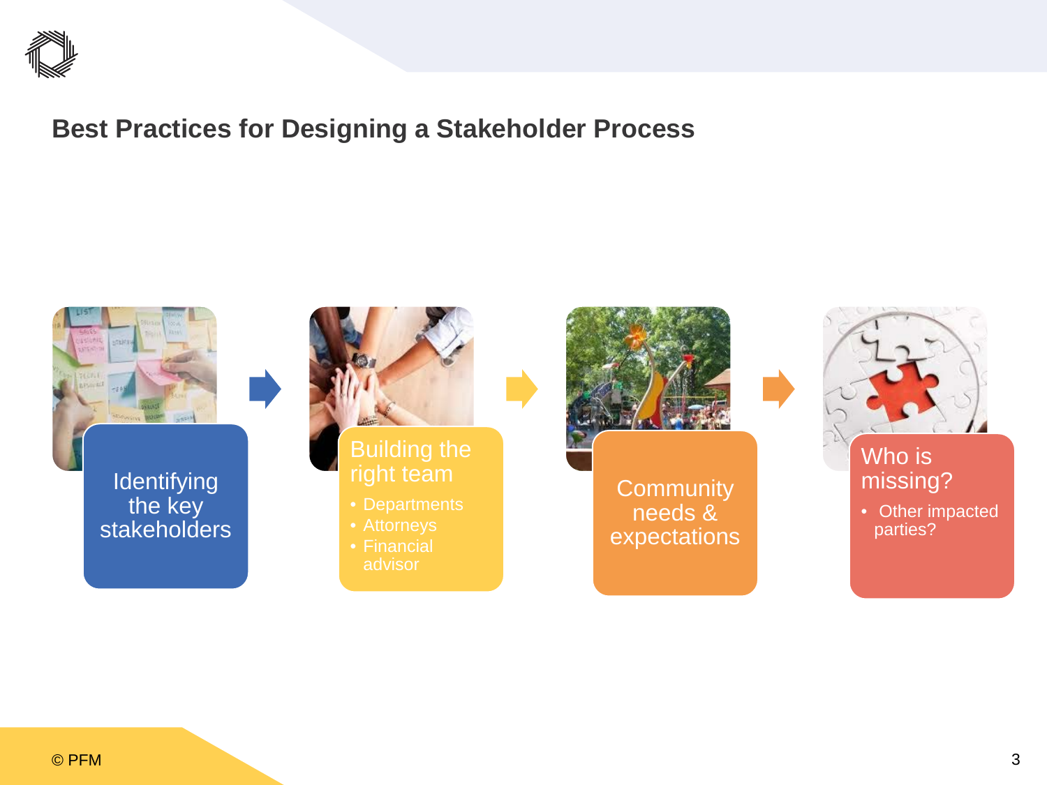## Best Practices for Designing a Stakeholder Process

**Identifying the key stakeholders**

**Building the right team**

- Departments
- Attorneys
- Financial advisor

**Community needs & expectations**

**Who is missing?**

- Other impacted parties?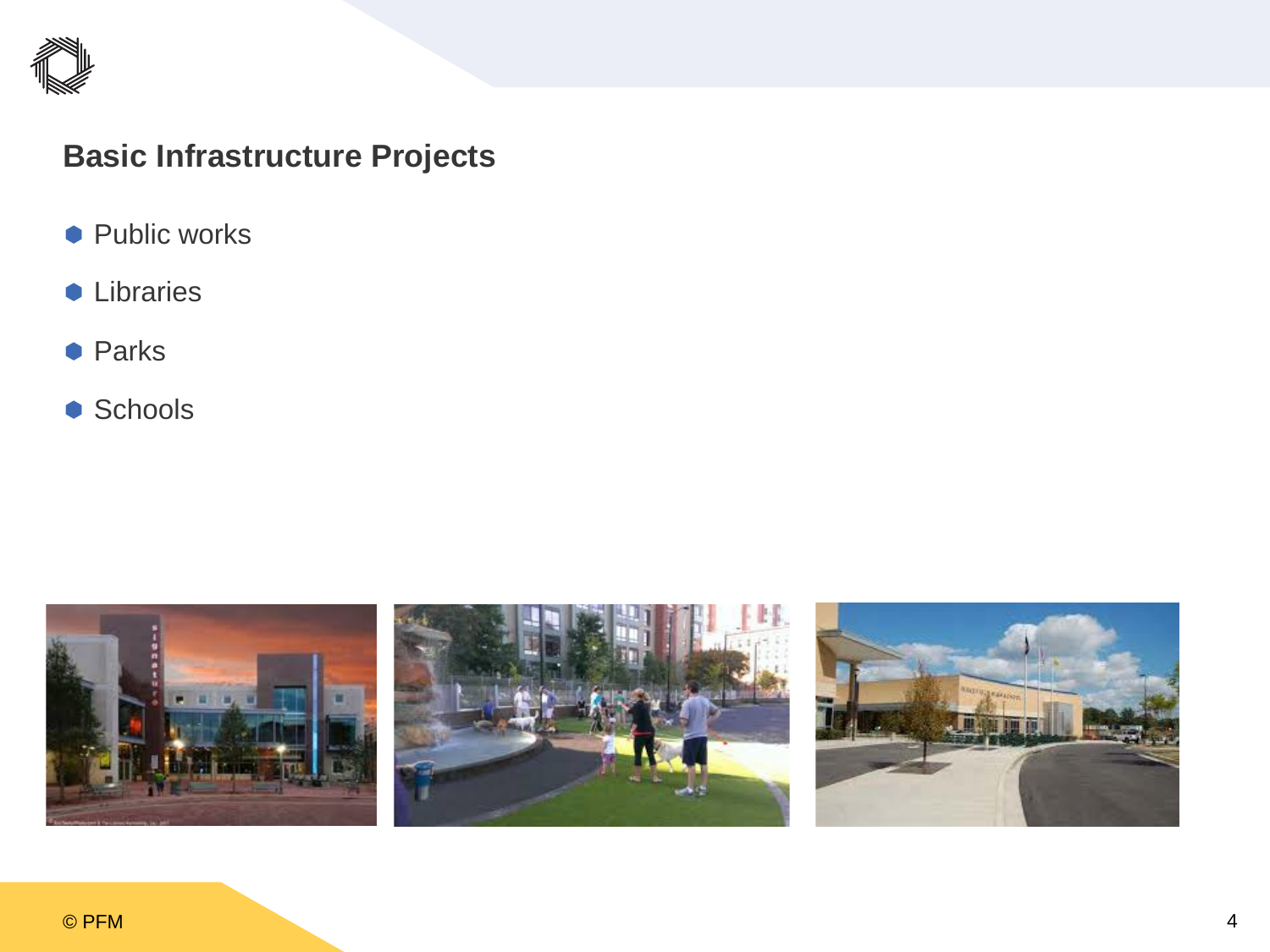## Basic Infrastructure Projects

- Public works
- Libraries
- Parks
- Schools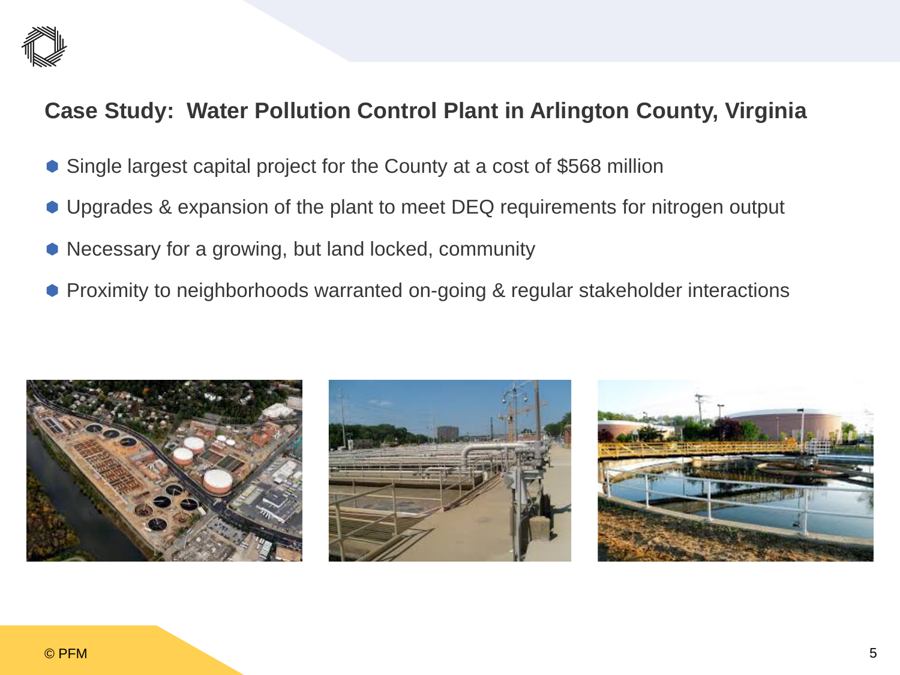## Case Study: Water Pollution Control Plant in Arlington County, Virginia

- Single largest capital project for the County at a cost of $568 million
- Upgrades & expansion of the plant to meet DEQ requirements for nitrogen output
- Necessary for a growing, but land locked, community
- Proximity to neighborhoods warranted on-going & regular stakeholder interactions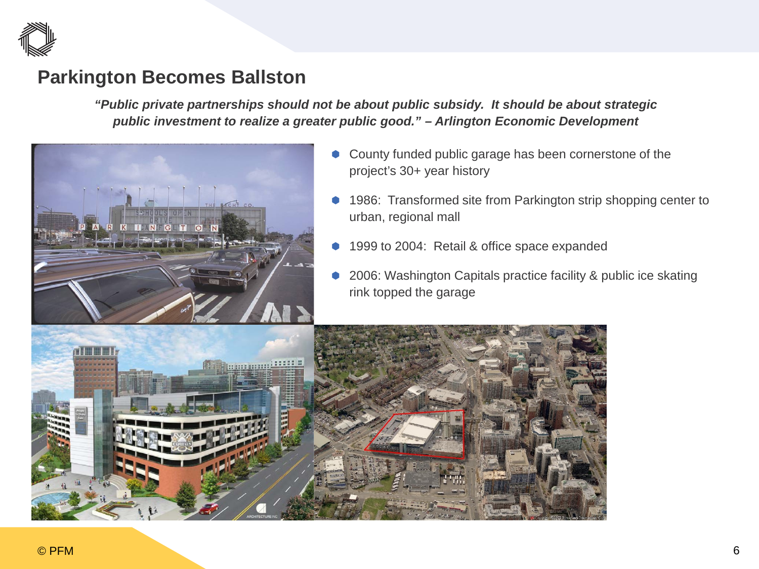## Parkington Becomes Ballston

***"Public private partnerships should not be about public subsidy. It should be about strategic public investment to realize a greater public good." – Arlington Economic Development***

- County funded public garage has been cornerstone of the project's 30+ year history
- 1986: Transformed site from Parkington strip shopping center to urban, regional mall
- 1999 to 2004: Retail & office space expanded
- 2006: Washington Capitals practice facility & public ice skating rink topped the garage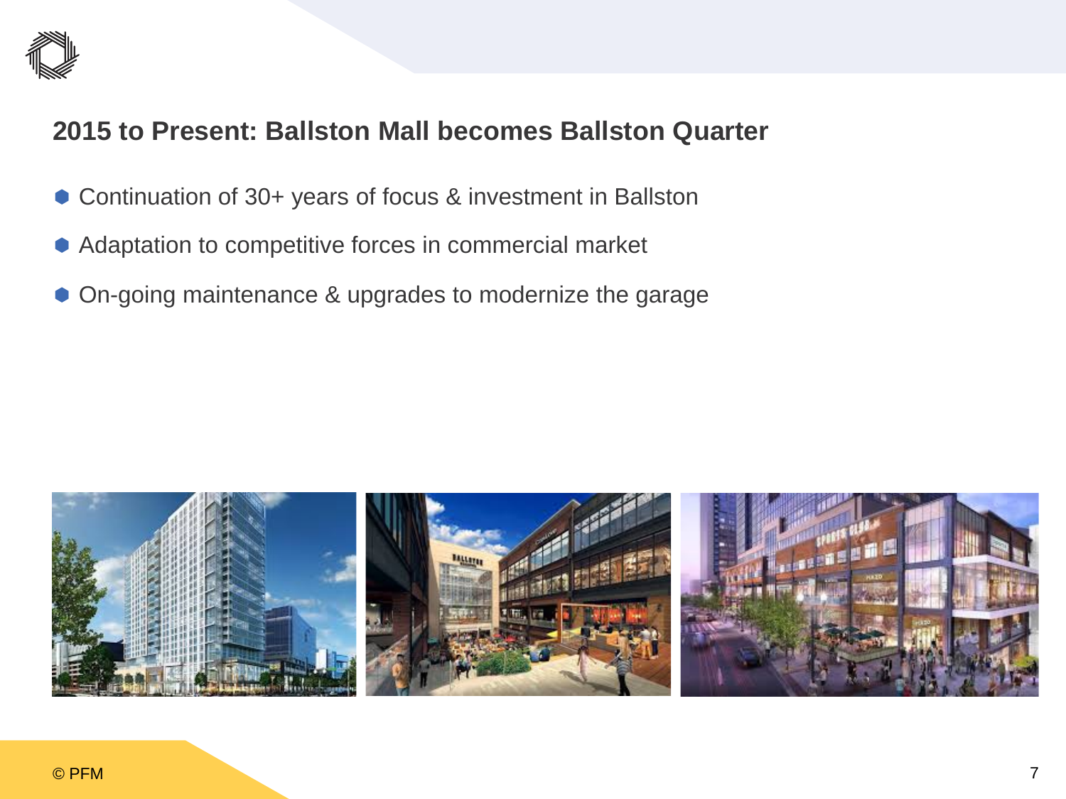## 2015 to Present: Ballston Mall becomes Ballston Quarter

- Continuation of 30+ years of focus & investment in Ballston
- Adaptation to competitive forces in commercial market
- On-going maintenance & upgrades to modernize the garage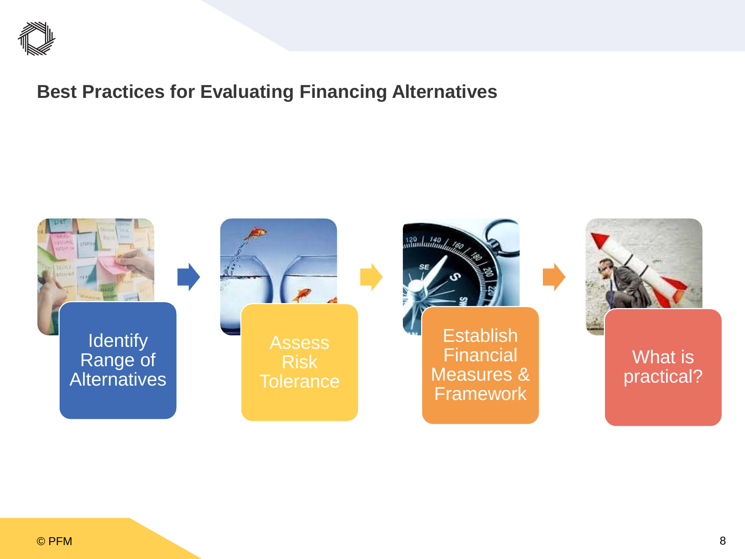## Best Practices for Evaluating Financing Alternatives

- Identify Range of Alternatives
- Assess Risk Tolerance
- Establish Financial Measures & Framework
- What is practical?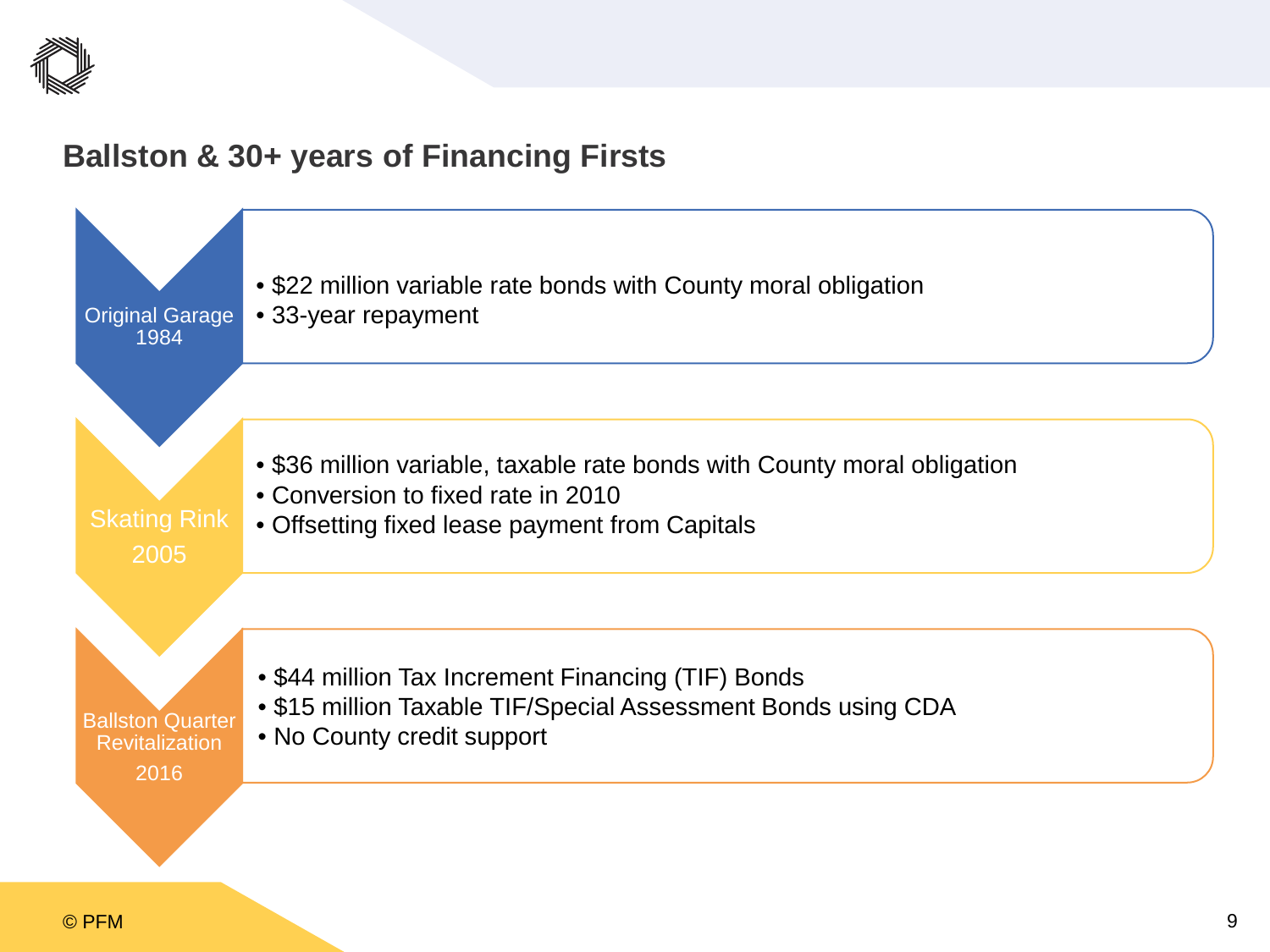## Ballston & 30+ years of Financing Firsts

**Original Garage 1984**

- $22 million variable rate bonds with County moral obligation
- 33-year repayment

**Skating Rink 2005**

- $36 million variable, taxable rate bonds with County moral obligation
- Conversion to fixed rate in 2010
- Offsetting fixed lease payment from Capitals

**Ballston Quarter Revitalization 2016**

- $44 million Tax Increment Financing (TIF) Bonds
- $15 million Taxable TIF/Special Assessment Bonds using CDA
- No County credit support

© PFM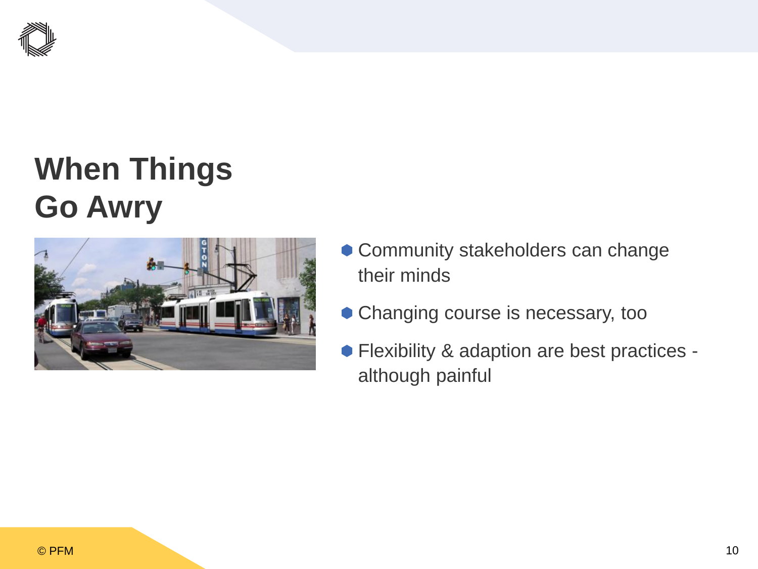# When Things Go Awry

- Community stakeholders can change their minds
- Changing course is necessary, too
- Flexibility & adaption are best practices - although painful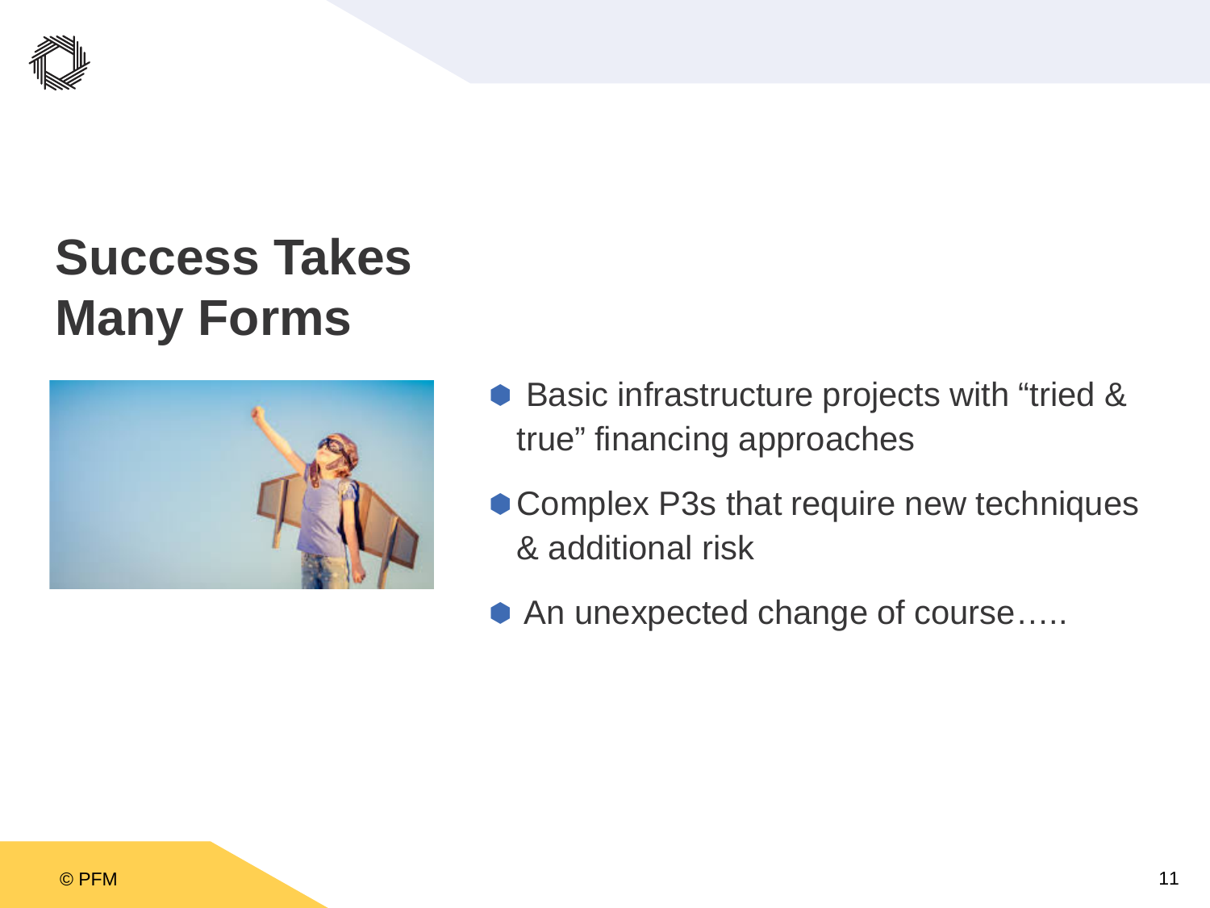# Success Takes Many Forms

- Basic infrastructure projects with "tried & true" financing approaches
- Complex P3s that require new techniques & additional risk
- An unexpected change of course…..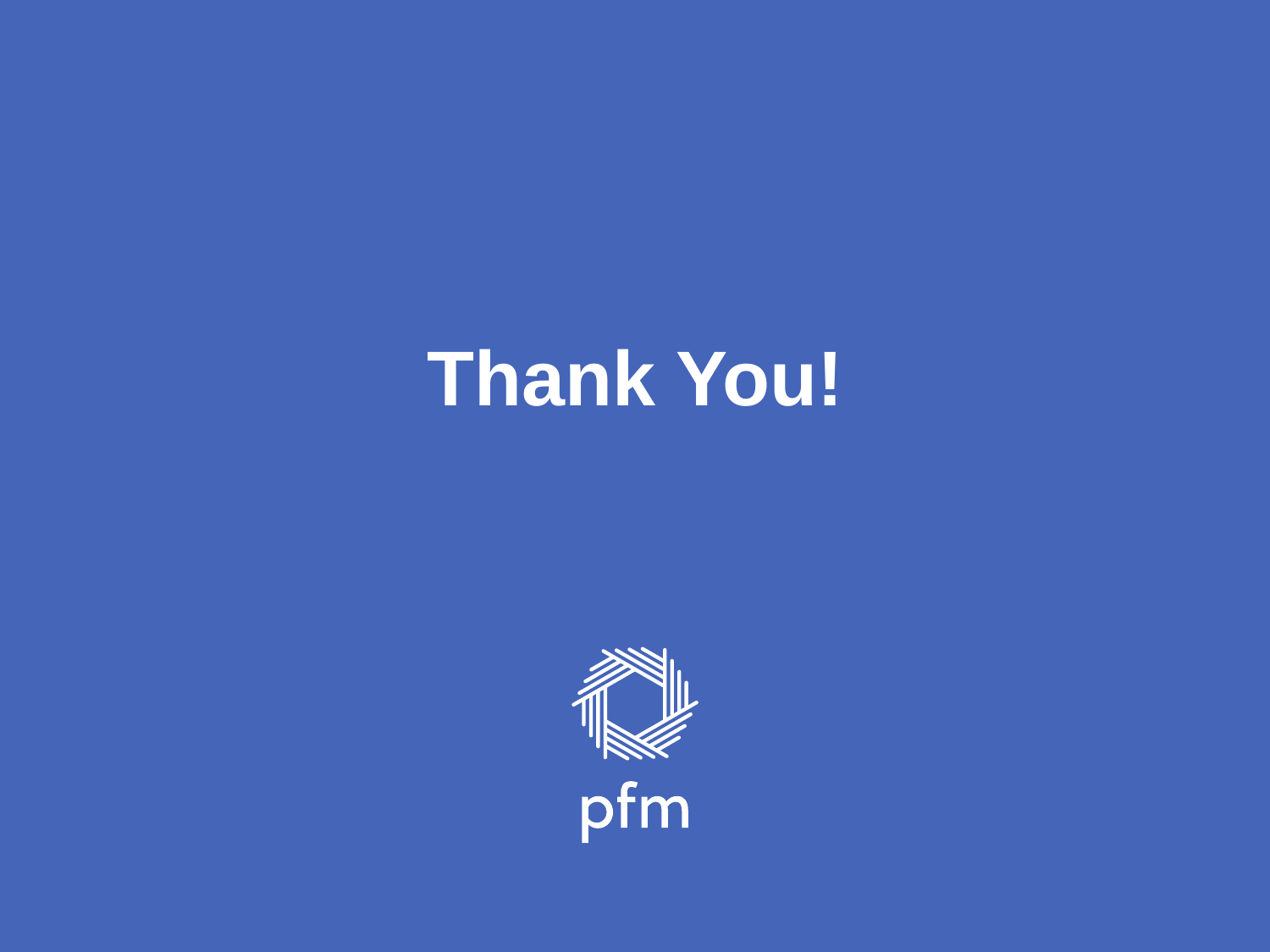# Thank You!

pfm